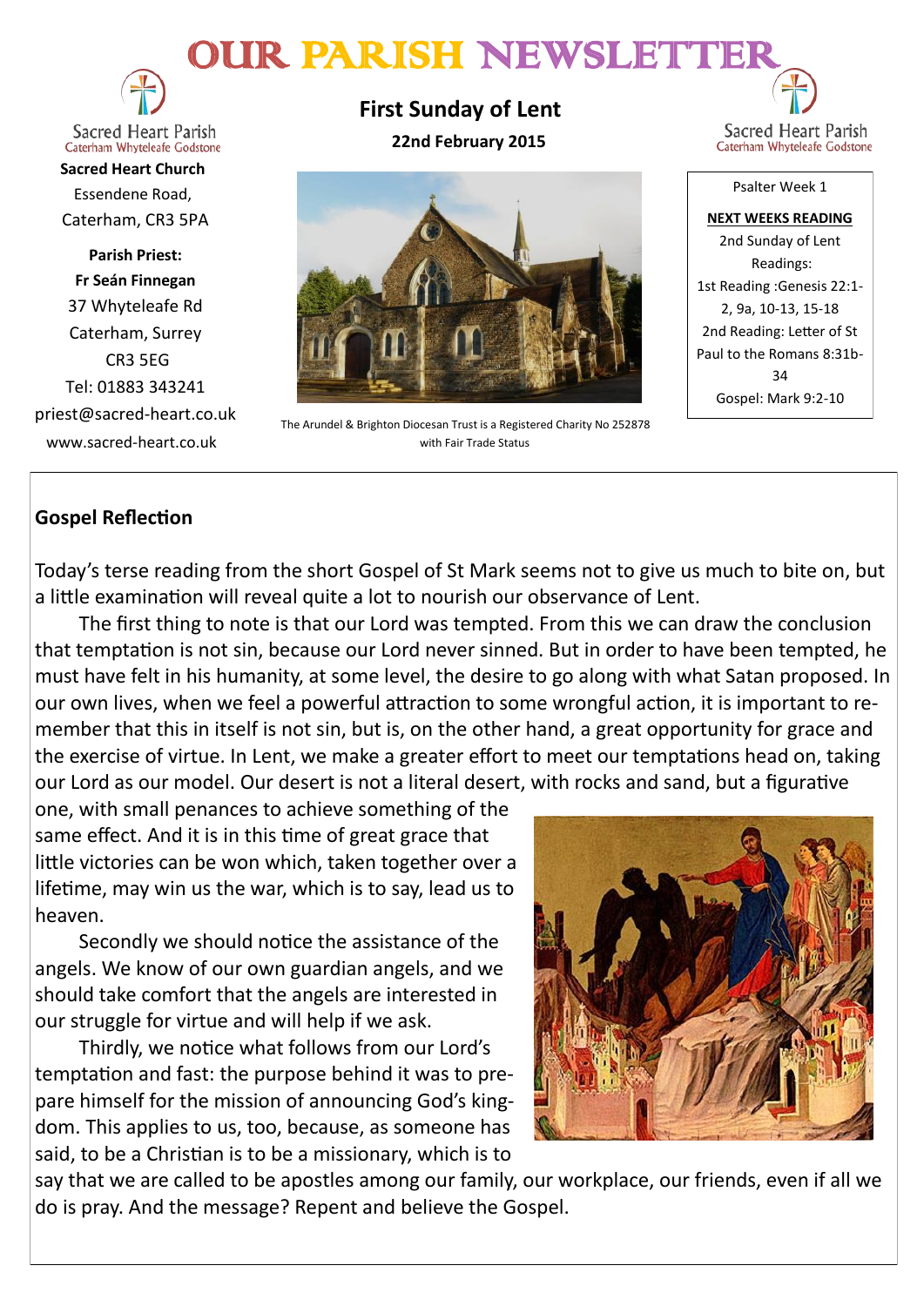# OUR PARISH NEWSLETTER

Sacred Heart Parish
Caterham Whyteleafe Godstone

**Sacred Heart Church**
Essendene Road,
Caterham, CR3 5PA

**Parish Priest:**
**Fr Seán Finnegan**
37 Whyteleafe Rd
Caterham, Surrey
CR3 5EG
Tel: 01883 343241
priest@sacred-heart.co.uk
www.sacred-heart.co.uk

## First Sunday of Lent

**22nd February 2015**

The Arundel & Brighton Diocesan Trust is a Registered Charity No 252878 with Fair Trade Status

Sacred Heart Parish
Caterham Whyteleafe Godstone

Psalter Week 1

**NEXT WEEKS READING**
2nd Sunday of Lent
Readings:
1st Reading :Genesis 22:1-2, 9a, 10-13, 15-18
2nd Reading: Letter of St Paul to the Romans 8:31b-34
Gospel: Mark 9:2-10

### Gospel Reflection

Today's terse reading from the short Gospel of St Mark seems not to give us much to bite on, but a little examination will reveal quite a lot to nourish our observance of Lent.

The first thing to note is that our Lord was tempted. From this we can draw the conclusion that temptation is not sin, because our Lord never sinned. But in order to have been tempted, he must have felt in his humanity, at some level, the desire to go along with what Satan proposed. In our own lives, when we feel a powerful attraction to some wrongful action, it is important to remember that this in itself is not sin, but is, on the other hand, a great opportunity for grace and the exercise of virtue. In Lent, we make a greater effort to meet our temptations head on, taking our Lord as our model. Our desert is not a literal desert, with rocks and sand, but a figurative one, with small penances to achieve something of the same effect. And it is in this time of great grace that little victories can be won which, taken together over a lifetime, may win us the war, which is to say, lead us to heaven.

Secondly we should notice the assistance of the angels. We know of our own guardian angels, and we should take comfort that the angels are interested in our struggle for virtue and will help if we ask.

Thirdly, we notice what follows from our Lord's temptation and fast: the purpose behind it was to prepare himself for the mission of announcing God's kingdom. This applies to us, too, because, as someone has said, to be a Christian is to be a missionary, which is to say that we are called to be apostles among our family, our workplace, our friends, even if all we do is pray. And the message? Repent and believe the Gospel.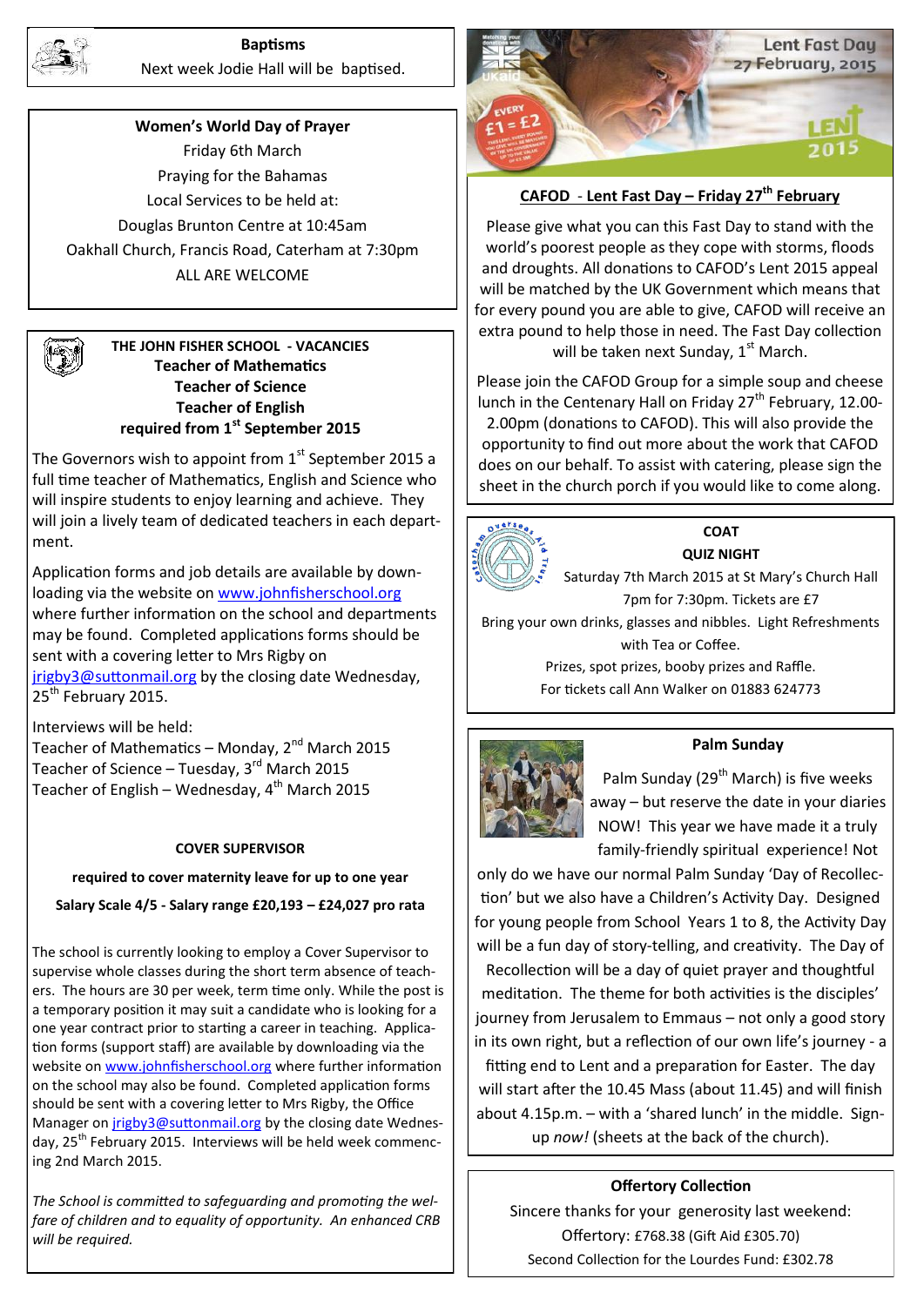### Baptisms

Next week Jodie Hall will be baptised.

### Women's World Day of Prayer

Friday 6th March

Praying for the Bahamas

Local Services to be held at:

Douglas Brunton Centre at 10:45am

Oakhall Church, Francis Road, Caterham at 7:30pm

ALL ARE WELCOME

### THE JOHN FISHER SCHOOL - VACANCIES

**Teacher of Mathematics**
**Teacher of Science**
**Teacher of English**
**required from 1st September 2015**

The Governors wish to appoint from 1st September 2015 a full time teacher of Mathematics, English and Science who will inspire students to enjoy learning and achieve. They will join a lively team of dedicated teachers in each department.

Application forms and job details are available by downloading via the website on www.johnfisherschool.org where further information on the school and departments may be found. Completed applications forms should be sent with a covering letter to Mrs Rigby on jrigby3@suttonmail.org by the closing date Wednesday, 25th February 2015.

Interviews will be held:
Teacher of Mathematics – Monday, 2nd March 2015
Teacher of Science – Tuesday, 3rd March 2015
Teacher of English – Wednesday, 4th March 2015

**COVER SUPERVISOR**

**required to cover maternity leave for up to one year**

**Salary Scale 4/5 - Salary range £20,193 – £24,027 pro rata**

The school is currently looking to employ a Cover Supervisor to supervise whole classes during the short term absence of teachers. The hours are 30 per week, term time only. While the post is a temporary position it may suit a candidate who is looking for a one year contract prior to starting a career in teaching. Application forms (support staff) are available by downloading via the website on www.johnfisherschool.org where further information on the school may also be found. Completed application forms should be sent with a covering letter to Mrs Rigby, the Office Manager on jrigby3@suttonmail.org by the closing date Wednesday, 25th February 2015. Interviews will be held week commencing 2nd March 2015.

*The School is committed to safeguarding and promoting the welfare of children and to equality of opportunity. An enhanced CRB will be required.*

### CAFOD - Lent Fast Day – Friday 27th February

Please give what you can this Fast Day to stand with the world's poorest people as they cope with storms, floods and droughts. All donations to CAFOD's Lent 2015 appeal will be matched by the UK Government which means that for every pound you are able to give, CAFOD will receive an extra pound to help those in need. The Fast Day collection will be taken next Sunday, 1st March.

Please join the CAFOD Group for a simple soup and cheese lunch in the Centenary Hall on Friday 27th February, 12.00-2.00pm (donations to CAFOD). This will also provide the opportunity to find out more about the work that CAFOD does on our behalf. To assist with catering, please sign the sheet in the church porch if you would like to come along.

### COAT QUIZ NIGHT

Saturday 7th March 2015 at St Mary's Church Hall

7pm for 7:30pm. Tickets are £7

Bring your own drinks, glasses and nibbles. Light Refreshments with Tea or Coffee.

Prizes, spot prizes, booby prizes and Raffle.

For tickets call Ann Walker on 01883 624773

### Palm Sunday

Palm Sunday (29th March) is five weeks away – but reserve the date in your diaries NOW! This year we have made it a truly family-friendly spiritual experience! Not only do we have our normal Palm Sunday 'Day of Recollection' but we also have a Children's Activity Day. Designed for young people from School Years 1 to 8, the Activity Day will be a fun day of story-telling, and creativity. The Day of Recollection will be a day of quiet prayer and thoughtful meditation. The theme for both activities is the disciples' journey from Jerusalem to Emmaus – not only a good story in its own right, but a reflection of our own life's journey - a fitting end to Lent and a preparation for Easter. The day will start after the 10.45 Mass (about 11.45) and will finish about 4.15p.m. – with a 'shared lunch' in the middle. Sign-up *now!* (sheets at the back of the church).

### Offertory Collection

Sincere thanks for your generosity last weekend:

Offertory: £768.38 (Gift Aid £305.70)

Second Collection for the Lourdes Fund: £302.78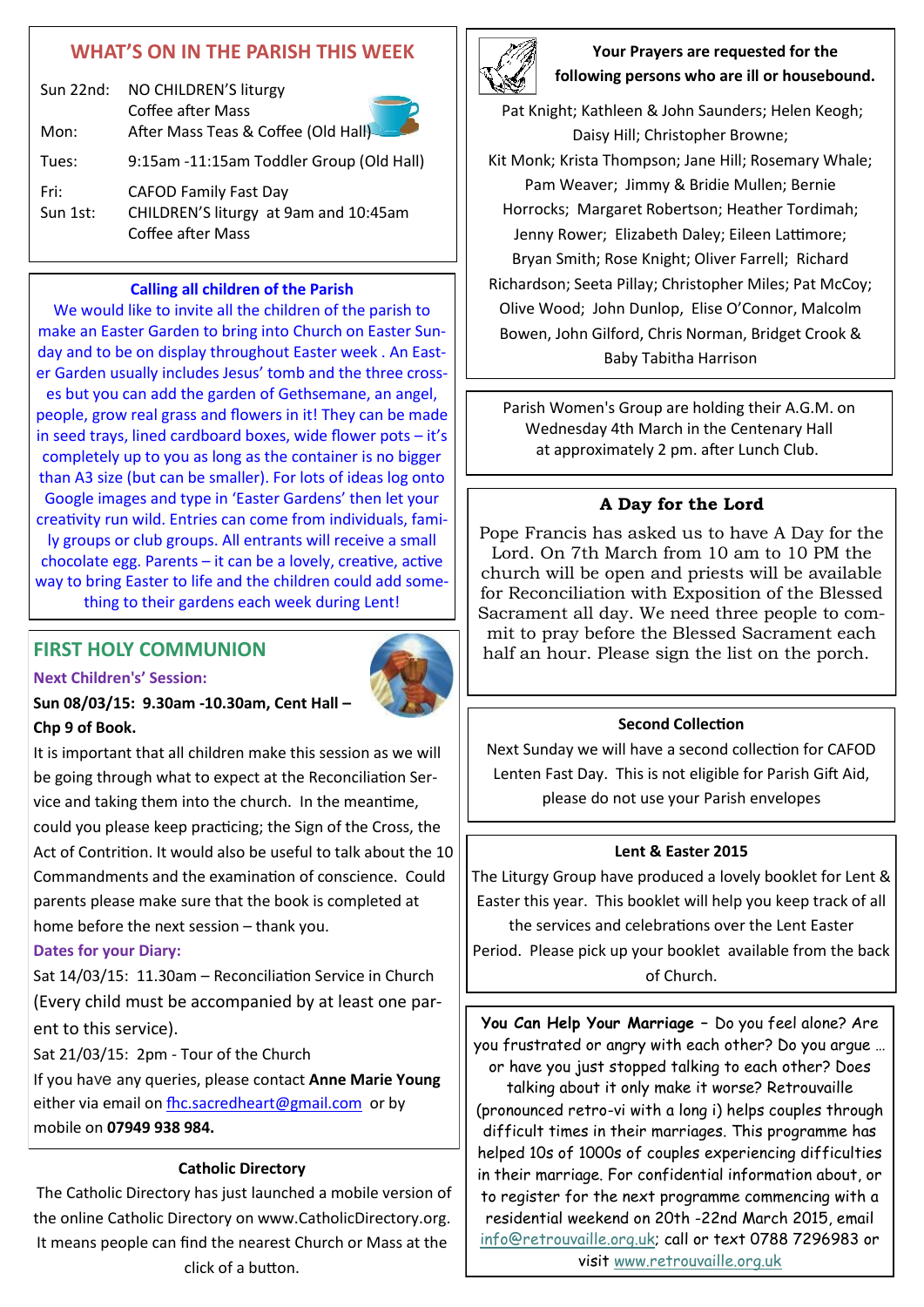## WHAT'S ON IN THE PARISH THIS WEEK

| | |
|---|---|
| Sun 22nd: | NO CHILDREN'S liturgy<br>Coffee after Mass |
| Mon: | After Mass Teas & Coffee (Old Hall) |
| Tues: | 9:15am -11:15am Toddler Group (Old Hall) |
| Fri: | CAFOD Family Fast Day |
| Sun 1st: | CHILDREN'S liturgy at 9am and 10:45am<br>Coffee after Mass |

### Calling all children of the Parish

We would like to invite all the children of the parish to make an Easter Garden to bring into Church on Easter Sunday and to be on display throughout Easter week . An Easter Garden usually includes Jesus' tomb and the three crosses but you can add the garden of Gethsemane, an angel, people, grow real grass and flowers in it! They can be made in seed trays, lined cardboard boxes, wide flower pots – it's completely up to you as long as the container is no bigger than A3 size (but can be smaller). For lots of ideas log onto Google images and type in 'Easter Gardens' then let your creativity run wild. Entries can come from individuals, family groups or club groups. All entrants will receive a small chocolate egg. Parents – it can be a lovely, creative, active way to bring Easter to life and the children could add something to their gardens each week during Lent!

## FIRST HOLY COMMUNION

**Next Children's' Session:**

**Sun 08/03/15: 9.30am -10.30am, Cent Hall – Chp 9 of Book.**

It is important that all children make this session as we will be going through what to expect at the Reconciliation Service and taking them into the church. In the meantime, could you please keep practicing; the Sign of the Cross, the Act of Contrition. It would also be useful to talk about the 10 Commandments and the examination of conscience. Could parents please make sure that the book is completed at home before the next session – thank you.

**Dates for your Diary:**

Sat 14/03/15: 11.30am – Reconciliation Service in Church (Every child must be accompanied by at least one parent to this service).

Sat 21/03/15: 2pm - Tour of the Church

If you have any queries, please contact **Anne Marie Young** either via email on fhc.sacredheart@gmail.com or by mobile on **07949 938 984.**

### Catholic Directory

The Catholic Directory has just launched a mobile version of the online Catholic Directory on www.CatholicDirectory.org. It means people can find the nearest Church or Mass at the click of a button.

### Your Prayers are requested for the following persons who are ill or housebound.

Pat Knight; Kathleen & John Saunders; Helen Keogh; Daisy Hill; Christopher Browne; Kit Monk; Krista Thompson; Jane Hill; Rosemary Whale; Pam Weaver; Jimmy & Bridie Mullen; Bernie Horrocks; Margaret Robertson; Heather Tordimah; Jenny Rower; Elizabeth Daley; Eileen Lattimore; Bryan Smith; Rose Knight; Oliver Farrell; Richard Richardson; Seeta Pillay; Christopher Miles; Pat McCoy; Olive Wood; John Dunlop, Elise O'Connor, Malcolm Bowen, John Gilford, Chris Norman, Bridget Crook & Baby Tabitha Harrison

Parish Women's Group are holding their A.G.M. on Wednesday 4th March in the Centenary Hall at approximately 2 pm. after Lunch Club.

### A Day for the Lord

Pope Francis has asked us to have A Day for the Lord. On 7th March from 10 am to 10 PM the church will be open and priests will be available for Reconciliation with Exposition of the Blessed Sacrament all day. We need three people to commit to pray before the Blessed Sacrament each half an hour. Please sign the list on the porch.

### Second Collection

Next Sunday we will have a second collection for CAFOD Lenten Fast Day. This is not eligible for Parish Gift Aid, please do not use your Parish envelopes

### Lent & Easter 2015

The Liturgy Group have produced a lovely booklet for Lent & Easter this year. This booklet will help you keep track of all the services and celebrations over the Lent Easter Period. Please pick up your booklet available from the back of Church.

**You Can Help Your Marriage** – Do you feel alone? Are you frustrated or angry with each other? Do you argue … or have you just stopped talking to each other? Does talking about it only make it worse? Retrouvaille (pronounced retro-vi with a long i) helps couples through difficult times in their marriages. This programme has helped 10s of 1000s of couples experiencing difficulties in their marriage. For confidential information about, or to register for the next programme commencing with a residential weekend on 20th -22nd March 2015, email info@retrouvaille.org.uk; call or text 0788 7296983 or visit www.retrouvaille.org.uk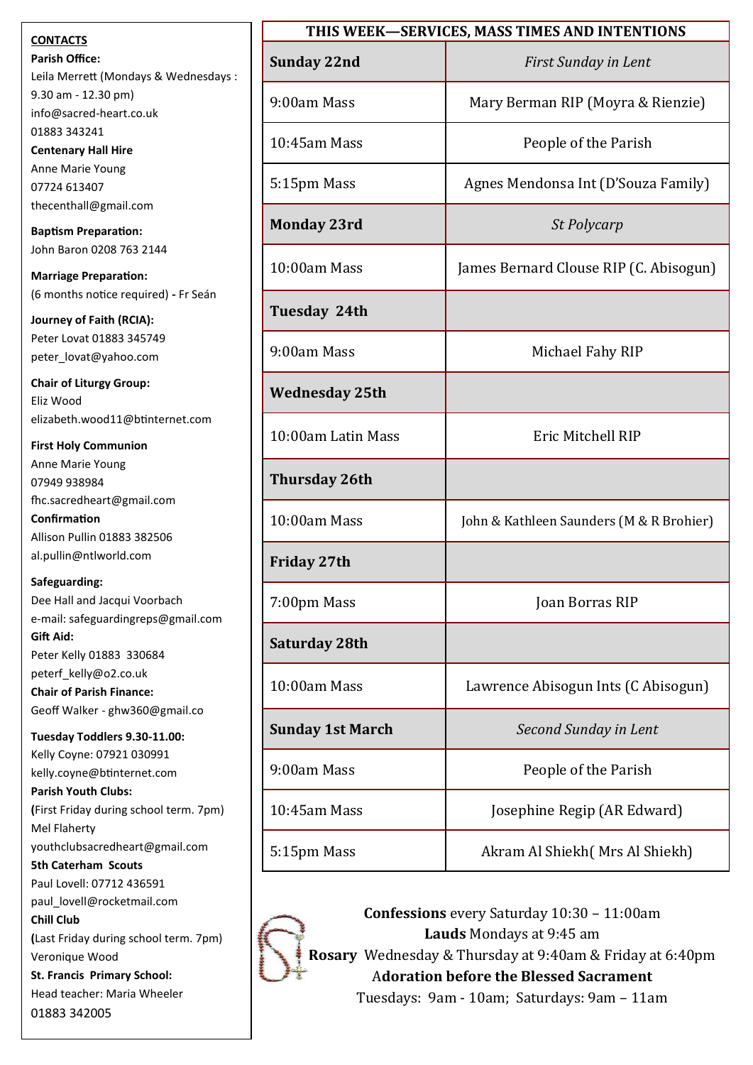**CONTACTS**

**Parish Office:**
Leila Merrett (Mondays & Wednesdays : 9.30 am - 12.30 pm)
info@sacred-heart.co.uk
01883 343241

**Centenary Hall Hire**
Anne Marie Young
07724 613407
thecenthall@gmail.com

**Baptism Preparation:**
John Baron 0208 763 2144

**Marriage Preparation:**
(6 months notice required) **-** Fr Seán

**Journey of Faith (RCIA):**
Peter Lovat 01883 345749
peter_lovat@yahoo.com

**Chair of Liturgy Group:**
Eliz Wood
elizabeth.wood11@btinternet.com

**First Holy Communion**
Anne Marie Young
07949 938984
fhc.sacredheart@gmail.com

**Confirmation**
Allison Pullin 01883 382506
al.pullin@ntlworld.com

**Safeguarding:**
Dee Hall and Jacqui Voorbach
e-mail: safeguardingreps@gmail.com

**Gift Aid:**
Peter Kelly 01883 330684
peterf_kelly@o2.co.uk

**Chair of Parish Finance:**
Geoff Walker - ghw360@gmail.co

**Tuesday Toddlers 9.30-11.00:**
Kelly Coyne: 07921 030991
kelly.coyne@btinternet.com

**Parish Youth Clubs:**
**(**First Friday during school term. 7pm)
Mel Flaherty
youthclubsacredheart@gmail.com

**5th Caterham Scouts**
Paul Lovell: 07712 436591
paul_lovell@rocketmail.com

**Chill Club**
**(**Last Friday during school term. 7pm)
Veronique Wood

**St. Francis Primary School:**
Head teacher: Maria Wheeler
01883 342005

| THIS WEEK—SERVICES, MASS TIMES AND INTENTIONS | |
|---|---|
| **Sunday 22nd** | *First Sunday in Lent* |
| 9:00am Mass | Mary Berman RIP (Moyra & Rienzie) |
| 10:45am Mass | People of the Parish |
| 5:15pm Mass | Agnes Mendonsa Int (D'Souza Family) |
| **Monday 23rd** | *St Polycarp* |
| 10:00am Mass | James Bernard Clouse RIP (C. Abisogun) |
| **Tuesday 24th** | |
| 9:00am Mass | Michael Fahy RIP |
| **Wednesday 25th** | |
| 10:00am Latin Mass | Eric Mitchell RIP |
| **Thursday 26th** | |
| 10:00am Mass | John & Kathleen Saunders (M & R Brohier) |
| **Friday 27th** | |
| 7:00pm Mass | Joan Borras RIP |
| **Saturday 28th** | |
| 10:00am Mass | Lawrence Abisogun Ints (C Abisogun) |
| **Sunday 1st March** | *Second Sunday in Lent* |
| 9:00am Mass | People of the Parish |
| 10:45am Mass | Josephine Regip (AR Edward) |
| 5:15pm Mass | Akram Al Shiekh( Mrs Al Shiekh) |

**Confessions** every Saturday 10:30 – 11:00am
**Lauds** Mondays at 9:45 am
**Rosary** Wednesday & Thursday at 9:40am & Friday at 6:40pm
**Adoration before the Blessed Sacrament**
Tuesdays: 9am - 10am; Saturdays: 9am – 11am